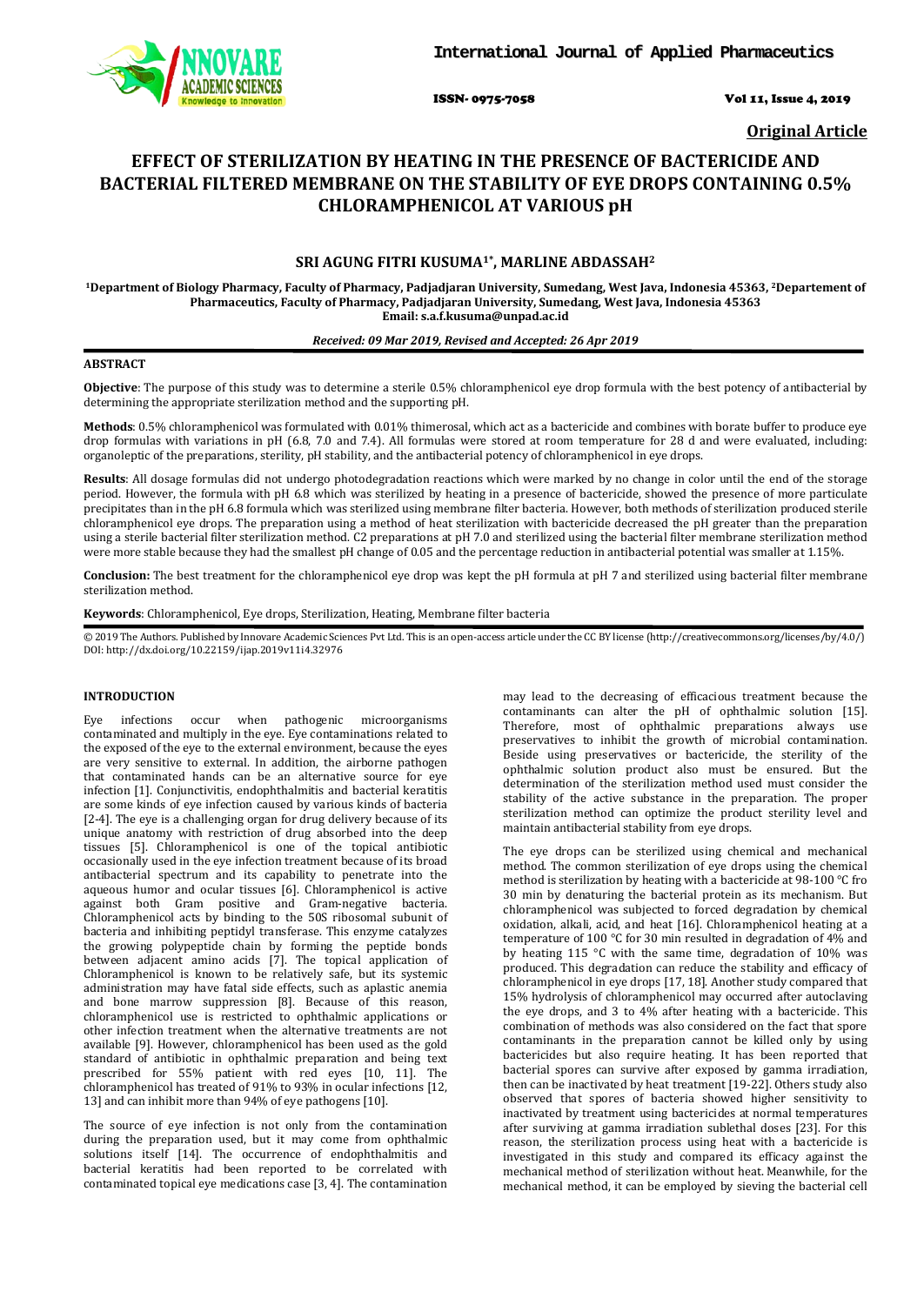**Original Article**

# EFFECT OF STERILIZATION BY HEATING IN THE PRESENCE OF BACTERICIDE AND BACTERIAL FILTERED MEMBRANE ON THE STABILITY OF EYE DROPS CONTAINING 0.5% CHLORAMPHENICOL AT VARIOUS pH

**SRI AGUNG FITRI KUSUMA[1*], MARLINE ABDASSAH[2]**

[1]Department of Biology Pharmacy, Faculty of Pharmacy, Padjadjaran University, Sumedang, West Java, Indonesia 45363, [2]Departement of Pharmaceutics, Faculty of Pharmacy, Padjadjaran University, Sumedang, West Java, Indonesia 45363
Email: s.a.f.kusuma@unpad.ac.id

*Received: 09 Mar 2019, Revised and Accepted: 26 Apr 2019*

## ABSTRACT

**Objective**: The purpose of this study was to determine a sterile 0.5% chloramphenicol eye drop formula with the best potency of antibacterial by determining the appropriate sterilization method and the supporting pH.

**Methods**: 0.5% chloramphenicol was formulated with 0.01% thimerosal, which act as a bactericide and combines with borate buffer to produce eye drop formulas with variations in pH (6.8, 7.0 and 7.4). All formulas were stored at room temperature for 28 d and were evaluated, including: organoleptic of the preparations, sterility, pH stability, and the antibacterial potency of chloramphenicol in eye drops.

**Results**: All dosage formulas did not undergo photodegradation reactions which were marked by no change in color until the end of the storage period. However, the formula with pH 6.8 which was sterilized by heating in a presence of bactericide, showed the presence of more particulate precipitates than in the pH 6.8 formula which was sterilized using membrane filter bacteria. However, both methods of sterilization produced sterile chloramphenicol eye drops. The preparation using a method of heat sterilization with bactericide decreased the pH greater than the preparation using a sterile bacterial filter sterilization method. C2 preparations at pH 7.0 and sterilized using the bacterial filter membrane sterilization method were more stable because they had the smallest pH change of 0.05 and the percentage reduction in antibacterial potential was smaller at 1.15%.

**Conclusion:** The best treatment for the chloramphenicol eye drop was kept the pH formula at pH 7 and sterilized using bacterial filter membrane sterilization method.

**Keywords**: Chloramphenicol, Eye drops, Sterilization, Heating, Membrane filter bacteria

© 2019 The Authors. Published by Innovare Academic Sciences Pvt Ltd. This is an open-access article under the CC BY license (http://creativecommons.org/licenses/by/4.0/)
DOI: http://dx.doi.org/10.22159/ijap.2019v11i4.32976

## INTRODUCTION

Eye infections occur when pathogenic microorganisms contaminated and multiply in the eye. Eye contaminations related to the exposed of the eye to the external environment, because the eyes are very sensitive to external. In addition, the airborne pathogen that contaminated hands can be an alternative source for eye infection [1]. Conjunctivitis, endophthalmitis and bacterial keratitis are some kinds of eye infection caused by various kinds of bacteria [2-4]. The eye is a challenging organ for drug delivery because of its unique anatomy with restriction of drug absorbed into the deep tissues [5]. Chloramphenicol is one of the topical antibiotic occasionally used in the eye infection treatment because of its broad antibacterial spectrum and its capability to penetrate into the aqueous humor and ocular tissues [6]. Chloramphenicol is active against both Gram positive and Gram-negative bacteria. Chloramphenicol acts by binding to the 50S ribosomal subunit of bacteria and inhibiting peptidyl transferase. This enzyme catalyzes the growing polypeptide chain by forming the peptide bonds between adjacent amino acids [7]. The topical application of Chloramphenicol is known to be relatively safe, but its systemic administration may have fatal side effects, such as aplastic anemia and bone marrow suppression [8]. Because of this reason, chloramphenicol use is restricted to ophthalmic applications or other infection treatment when the alternative treatments are not available [9]. However, chloramphenicol has been used as the gold standard of antibiotic in ophthalmic preparation and being text prescribed for 55% patient with red eyes [10, 11]. The chloramphenicol has treated of 91% to 93% in ocular infections [12, 13] and can inhibit more than 94% of eye pathogens [10].

The source of eye infection is not only from the contamination during the preparation used, but it may come from ophthalmic solutions itself [14]. The occurrence of endophthalmitis and bacterial keratitis had been reported to be correlated with contaminated topical eye medications case [3, 4]. The contamination may lead to the decreasing of efficacious treatment because the contaminants can alter the pH of ophthalmic solution [15]. Therefore, most of ophthalmic preparations always use preservatives to inhibit the growth of microbial contamination. Beside using preservatives or bactericide, the sterility of the ophthalmic solution product also must be ensured. But the determination of the sterilization method used must consider the stability of the active substance in the preparation. The proper sterilization method can optimize the product sterility level and maintain antibacterial stability from eye drops.

The eye drops can be sterilized using chemical and mechanical method. The common sterilization of eye drops using the chemical method is sterilization by heating with a bactericide at 98-100 °C fro 30 min by denaturing the bacterial protein as its mechanism. But chloramphenicol was subjected to forced degradation by chemical oxidation, alkali, acid, and heat [16]. Chloramphenicol heating at a temperature of 100 °C for 30 min resulted in degradation of 4% and by heating 115 °C with the same time, degradation of 10% was produced. This degradation can reduce the stability and efficacy of chloramphenicol in eye drops [17, 18]. Another study compared that 15% hydrolysis of chloramphenicol may occurred after autoclaving the eye drops, and 3 to 4% after heating with a bactericide. This combination of methods was also considered on the fact that spore contaminants in the preparation cannot be killed only by using bactericides but also require heating. It has been reported that bacterial spores can survive after exposed by gamma irradiation, then can be inactivated by heat treatment [19-22]. Others study also observed that spores of bacteria showed higher sensitivity to inactivated by treatment using bactericides at normal temperatures after surviving at gamma irradiation sublethal doses [23]. For this reason, the sterilization process using heat with a bactericide is investigated in this study and compared its efficacy against the mechanical method of sterilization without heat. Meanwhile, for the mechanical method, it can be employed by sieving the bacterial cell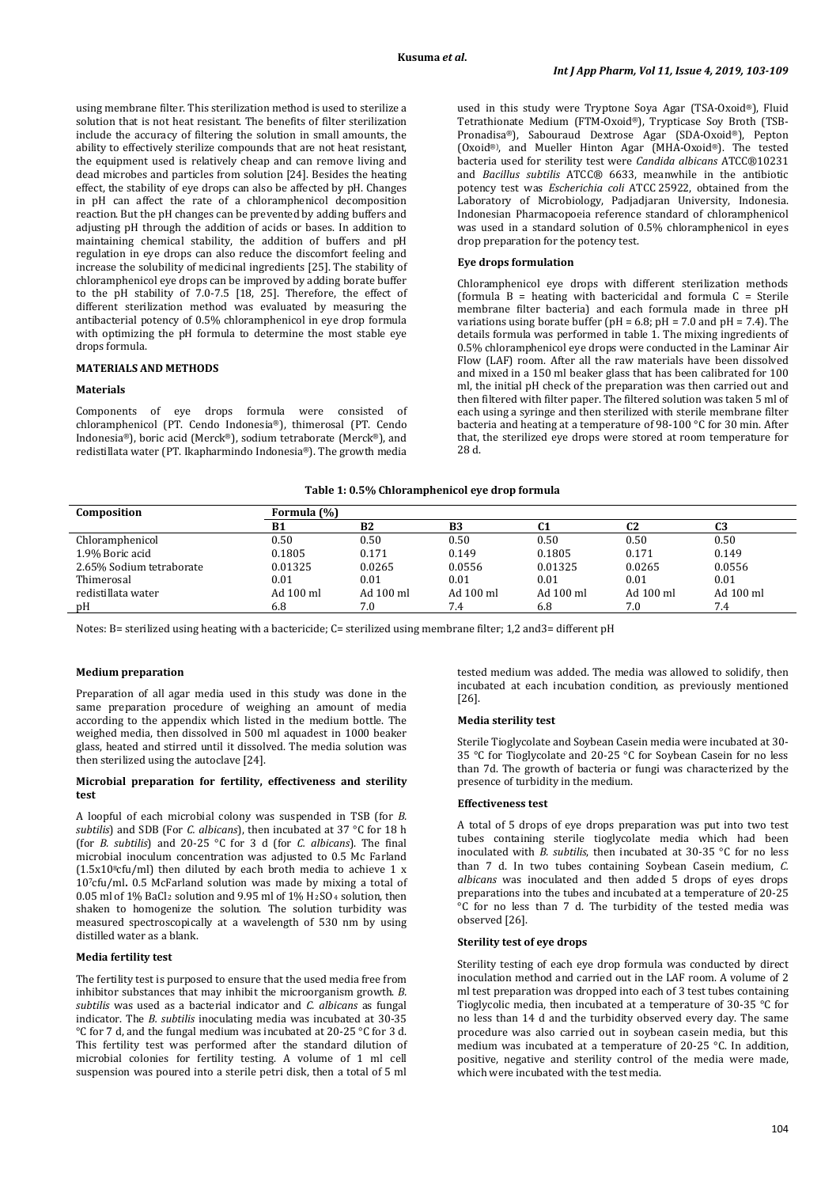using membrane filter. This sterilization method is used to sterilize a solution that is not heat resistant. The benefits of filter sterilization include the accuracy of filtering the solution in small amounts, the ability to effectively sterilize compounds that are not heat resistant, the equipment used is relatively cheap and can remove living and dead microbes and particles from solution [24]. Besides the heating effect, the stability of eye drops can also be affected by pH. Changes in pH can affect the rate of a chloramphenicol decomposition reaction. But the pH changes can be prevented by adding buffers and adjusting pH through the addition of acids or bases. In addition to maintaining chemical stability, the addition of buffers and pH regulation in eye drops can also reduce the discomfort feeling and increase the solubility of medicinal ingredients [25]. The stability of chloramphenicol eye drops can be improved by adding borate buffer to the pH stability of 7.0-7.5 [18, 25]. Therefore, the effect of different sterilization method was evaluated by measuring the antibacterial potency of 0.5% chloramphenicol in eye drop formula with optimizing the pH formula to determine the most stable eye drops formula.

## MATERIALS AND METHODS

### Materials

Components of eye drops formula were consisted of chloramphenicol (PT. Cendo Indonesia®), thimerosal (PT. Cendo Indonesia®), boric acid (Merck®), sodium tetraborate (Merck®), and redistillata water (PT. Ikapharmindo Indonesia®). The growth media used in this study were Tryptone Soya Agar (TSA-Oxoid®), Fluid Tetrathionate Medium (FTM-Oxoid®), Trypticase Soy Broth (TSB-Pronadisa®), Sabouraud Dextrose Agar (SDA-Oxoid®), Pepton (Oxoid®), and Mueller Hinton Agar (MHA-Oxoid®). The tested bacteria used for sterility test were *Candida albicans* ATCC®10231 and *Bacillus subtilis* ATCC® 6633, meanwhile in the antibiotic potency test was *Escherichia coli* ATCC 25922, obtained from the Laboratory of Microbiology, Padjadjaran University, Indonesia. Indonesian Pharmacopoeia reference standard of chloramphenicol was used in a standard solution of 0.5% chloramphenicol in eyes drop preparation for the potency test.

### Eye drops formulation

Chloramphenicol eye drops with different sterilization methods (formula B = heating with bactericidal and formula C = Sterile membrane filter bacteria) and each formula made in three pH variations using borate buffer (pH = 6.8; pH = 7.0 and pH = 7.4). The details formula was performed in table 1. The mixing ingredients of 0.5% chloramphenicol eye drops were conducted in the Laminar Air Flow (LAF) room. After all the raw materials have been dissolved and mixed in a 150 ml beaker glass that has been calibrated for 100 ml, the initial pH check of the preparation was then carried out and then filtered with filter paper. The filtered solution was taken 5 ml of each using a syringe and then sterilized with sterile membrane filter bacteria and heating at a temperature of 98-100 °C for 30 min. After that, the sterilized eye drops were stored at room temperature for 28 d.

**Table 1: 0.5% Chloramphenicol eye drop formula**

| Composition | Formula (%) | | | | | |
|---|---|---|---|---|---|---|
| | B1 | B2 | B3 | C1 | C2 | C3 |
| Chloramphenicol | 0.50 | 0.50 | 0.50 | 0.50 | 0.50 | 0.50 |
| 1.9% Boric acid | 0.1805 | 0.171 | 0.149 | 0.1805 | 0.171 | 0.149 |
| 2.65% Sodium tetraborate | 0.01325 | 0.0265 | 0.0556 | 0.01325 | 0.0265 | 0.0556 |
| Thimerosal | 0.01 | 0.01 | 0.01 | 0.01 | 0.01 | 0.01 |
| redistillata water | Ad 100 ml | Ad 100 ml | Ad 100 ml | Ad 100 ml | Ad 100 ml | Ad 100 ml |
| pH | 6.8 | 7.0 | 7.4 | 6.8 | 7.0 | 7.4 |

Notes: B= sterilized using heating with a bactericide; C= sterilized using membrane filter; 1,2 and3= different pH

### Medium preparation

Preparation of all agar media used in this study was done in the same preparation procedure of weighing an amount of media according to the appendix which listed in the medium bottle. The weighed media, then dissolved in 500 ml aquadest in 1000 beaker glass, heated and stirred until it dissolved. The media solution was then sterilized using the autoclave [24].

### Microbial preparation for fertility, effectiveness and sterility test

A loopful of each microbial colony was suspended in TSB (for *B. subtilis*) and SDB (For *C. albicans*), then incubated at 37 °C for 18 h (for *B. subtilis*) and 20-25 °C for 3 d (for *C. albicans*). The final microbial inoculum concentration was adjusted to 0.5 Mc Farland ($1.5 \times 10^8$cfu/ml) then diluted by each broth media to achieve $1 \times 10^7$cfu/ml**.** 0.5 McFarland solution was made by mixing a total of 0.05 ml of 1% $BaCl_2$ solution and 9.95 ml of 1% $H_2SO_4$ solution, then shaken to homogenize the solution. The solution turbidity was measured spectroscopically at a wavelength of 530 nm by using distilled water as a blank.

### Media fertility test

The fertility test is purposed to ensure that the used media free from inhibitor substances that may inhibit the microorganism growth. *B. subtilis* was used as a bacterial indicator and *C. albicans* as fungal indicator. The *B. subtilis* inoculating media was incubated at 30-35 °C for 7 d, and the fungal medium was incubated at 20-25 °C for 3 d. This fertility test was performed after the standard dilution of microbial colonies for fertility testing. A volume of 1 ml cell suspension was poured into a sterile petri disk, then a total of 5 ml tested medium was added. The media was allowed to solidify, then incubated at each incubation condition, as previously mentioned [26].

### Media sterility test

Sterile Tioglycolate and Soybean Casein media were incubated at 30-35 °C for Tioglycolate and 20-25 °C for Soybean Casein for no less than 7d. The growth of bacteria or fungi was characterized by the presence of turbidity in the medium.

### Effectiveness test

A total of 5 drops of eye drops preparation was put into two test tubes containing sterile tioglycolate media which had been inoculated with *B. subtilis*, then incubated at 30-35 °C for no less than 7 d. In two tubes containing Soybean Casein medium, *C. albicans* was inoculated and then added 5 drops of eyes drops preparations into the tubes and incubated at a temperature of 20-25 °C for no less than 7 d. The turbidity of the tested media was observed [26].

### Sterility test of eye drops

Sterility testing of each eye drop formula was conducted by direct inoculation method and carried out in the LAF room. A volume of 2 ml test preparation was dropped into each of 3 test tubes containing Tioglycolic media, then incubated at a temperature of 30-35 °C for no less than 14 d and the turbidity observed every day. The same procedure was also carried out in soybean casein media, but this medium was incubated at a temperature of 20-25 °C. In addition, positive, negative and sterility control of the media were made, which were incubated with the test media.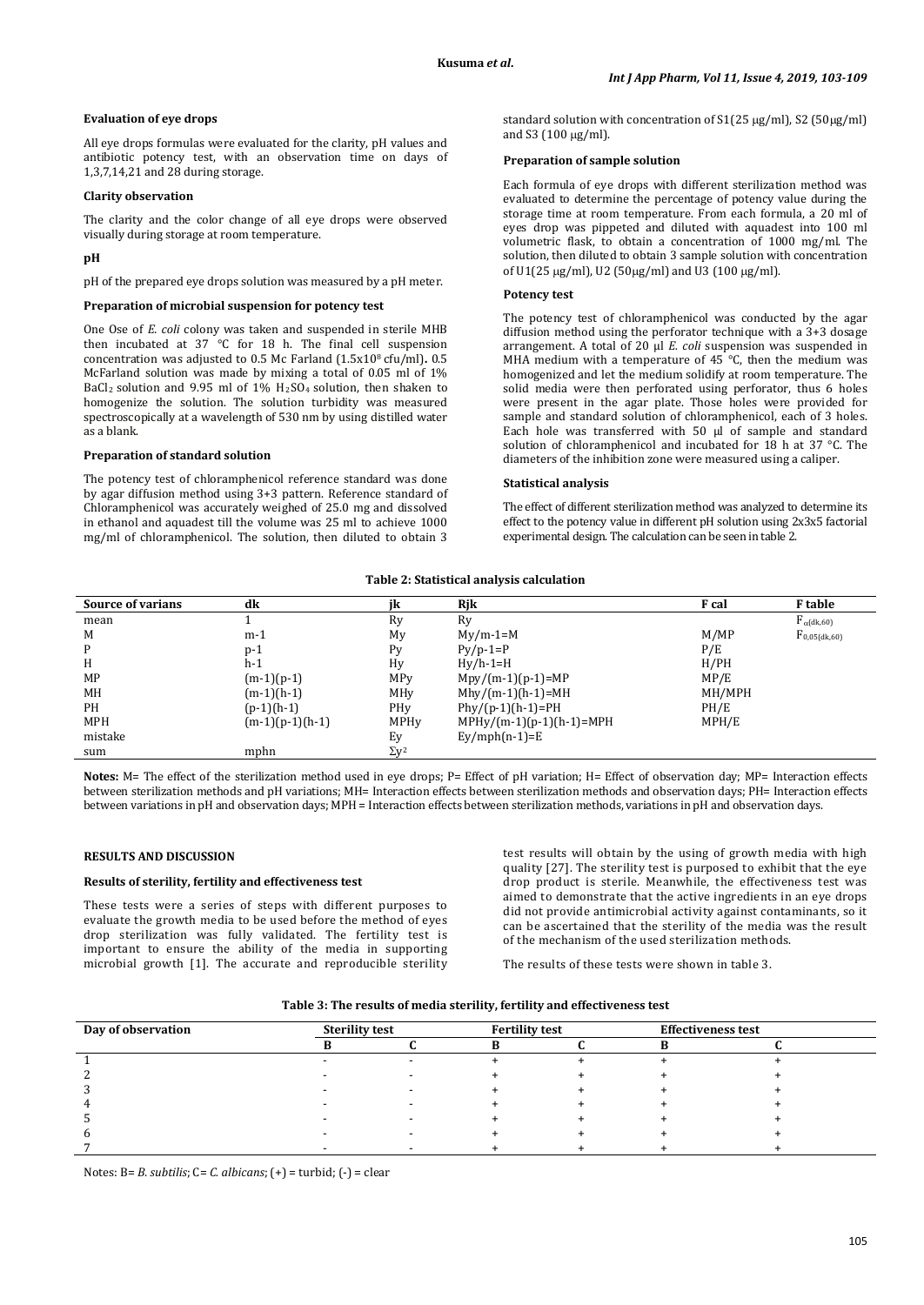### Evaluation of eye drops

All eye drops formulas were evaluated for the clarity, pH values and antibiotic potency test, with an observation time on days of 1,3,7,14,21 and 28 during storage.

### Clarity observation

The clarity and the color change of all eye drops were observed visually during storage at room temperature.

### pH

pH of the prepared eye drops solution was measured by a pH meter.

### Preparation of microbial suspension for potency test

One Ose of *E. coli* colony was taken and suspended in sterile MHB then incubated at 37 °C for 18 h. The final cell suspension concentration was adjusted to 0.5 Mc Farland ($1.5 \times 10^8$ cfu/ml)**.** 0.5 McFarland solution was made by mixing a total of 0.05 ml of 1% $BaCl_2$ solution and 9.95 ml of 1% $H_2SO_4$ solution, then shaken to homogenize the solution. The solution turbidity was measured spectroscopically at a wavelength of 530 nm by using distilled water as a blank.

### Preparation of standard solution

The potency test of chloramphenicol reference standard was done by agar diffusion method using 3+3 pattern. Reference standard of Chloramphenicol was accurately weighed of 25.0 mg and dissolved in ethanol and aquadest till the volume was 25 ml to achieve 1000 mg/ml of chloramphenicol. The solution, then diluted to obtain 3 standard solution with concentration of S1(25 μg/ml), S2 (50μg/ml) and S3 (100 μg/ml).

### Preparation of sample solution

Each formula of eye drops with different sterilization method was evaluated to determine the percentage of potency value during the storage time at room temperature. From each formula, a 20 ml of eyes drop was pipetted and diluted with aquadest into 100 ml volumetric flask, to obtain a concentration of 1000 mg/ml. The solution, then diluted to obtain 3 sample solution with concentration of U1(25 μg/ml), U2 (50μg/ml) and U3 (100 μg/ml).

### Potency test

The potency test of chloramphenicol was conducted by the agar diffusion method using the perforator technique with a 3+3 dosage arrangement. A total of 20 μl *E. coli* suspension was suspended in MHA medium with a temperature of 45 °C, then the medium was homogenized and let the medium solidify at room temperature. The solid media were then perforated using perforator, thus 6 holes were present in the agar plate. Those holes were provided for sample and standard solution of chloramphenicol, each of 3 holes. Each hole was transferred with 50 μl of sample and standard solution of chloramphenicol and incubated for 18 h at 37 °C. The diameters of the inhibition zone were measured using a caliper.

### Statistical analysis

The effect of different sterilization method was analyzed to determine its effect to the potency value in different pH solution using 2x3x5 factorial experimental design. The calculation can be seen in table 2.

**Table 2: Statistical analysis calculation**

| Source of varians | dk | jk | Rjk | F cal | F table |
|---|---|---|---|---|---|
| mean | 1 | Ry | Ry | | $F_{\alpha(dk,60)}$ |
| M | m-1 | My | My/m-1=M | M/MP | $F_{0,05(dk,60)}$ |
| P | p-1 | Py | Py/p-1=P | P/E | |
| H | h-1 | Hy | Hy/h-1=H | H/PH | |
| MP | (m-1)(p-1) | MPy | Mpy/(m-1)(p-1)=MP | MP/E | |
| MH | (m-1)(h-1) | MHy | Mhy/(m-1)(h-1)=MH | MH/MPH | |
| PH | (p-1)(h-1) | PHy | Phy/(p-1)(h-1)=PH | PH/E | |
| MPH | (m-1)(p-1)(h-1) | MPHy | MPHy/(m-1)(p-1)(h-1)=MPH | MPH/E | |
| mistake | | Ey | Ey/mph(n-1)=E | | |
| sum | mphn | $\Sigma y^2$ | | | |

**Notes:** M= The effect of the sterilization method used in eye drops; P= Effect of pH variation; H= Effect of observation day; MP= Interaction effects between sterilization methods and pH variations; MH= Interaction effects between sterilization methods and observation days; PH= Interaction effects between variations in pH and observation days; MPH = Interaction effects between sterilization methods, variations in pH and observation days.

## RESULTS AND DISCUSSION

### Results of sterility, fertility and effectiveness test

These tests were a series of steps with different purposes to evaluate the growth media to be used before the method of eyes drop sterilization was fully validated. The fertility test is important to ensure the ability of the media in supporting microbial growth [1]. The accurate and reproducible sterility test results will obtain by the using of growth media with high quality [27]. The sterility test is purposed to exhibit that the eye drop product is sterile. Meanwhile, the effectiveness test was aimed to demonstrate that the active ingredients in an eye drops did not provide antimicrobial activity against contaminants, so it can be ascertained that the sterility of the media was the result of the mechanism of the used sterilization methods.

The results of these tests were shown in table 3.

**Table 3: The results of media sterility, fertility and effectiveness test**

| Day of observation | Sterility test | | Fertility test | | Effectiveness test | |
|---|---|---|---|---|---|---|
| | B | C | B | C | B | C |
| 1 | - | - | + | + | + | + |
| 2 | - | - | + | + | + | + |
| 3 | - | - | + | + | + | + |
| 4 | - | - | + | + | + | + |
| 5 | - | - | + | + | + | + |
| 6 | - | - | + | + | + | + |
| 7 | - | - | + | + | + | + |

Notes: B= *B. subtilis*; C= *C. albicans*; (+) = turbid; (-) = clear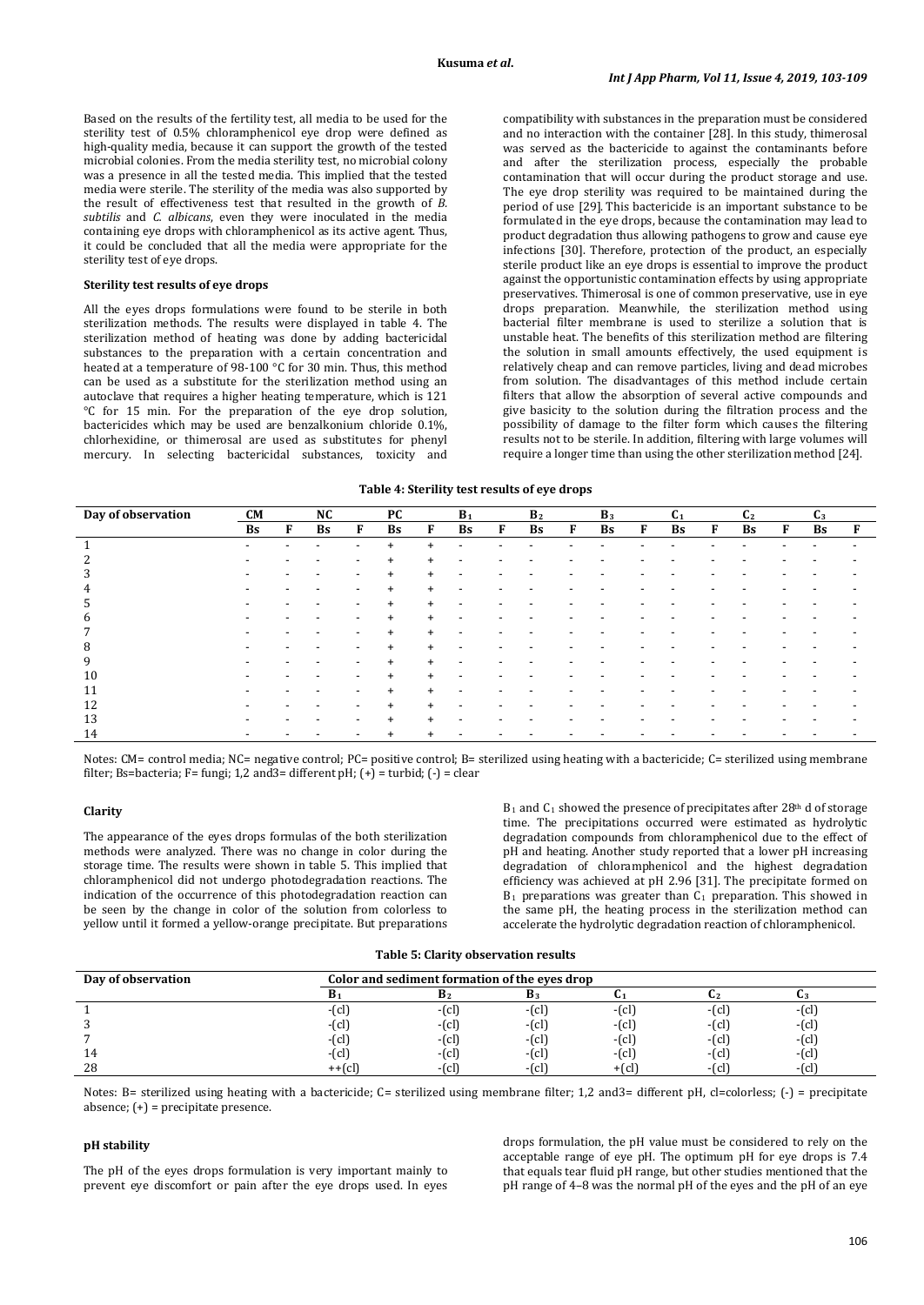Based on the results of the fertility test, all media to be used for the sterility test of 0.5% chloramphenicol eye drop were defined as high-quality media, because it can support the growth of the tested microbial colonies. From the media sterility test, no microbial colony was a presence in all the tested media. This implied that the tested media were sterile. The sterility of the media was also supported by the result of effectiveness test that resulted in the growth of *B. subtilis* and *C. albicans*, even they were inoculated in the media containing eye drops with chloramphenicol as its active agent. Thus, it could be concluded that all the media were appropriate for the sterility test of eye drops.

### Sterility test results of eye drops

All the eyes drops formulations were found to be sterile in both sterilization methods. The results were displayed in table 4. The sterilization method of heating was done by adding bactericidal substances to the preparation with a certain concentration and heated at a temperature of 98-100 °C for 30 min. Thus, this method can be used as a substitute for the sterilization method using an autoclave that requires a higher heating temperature, which is 121 °C for 15 min. For the preparation of the eye drop solution, bactericides which may be used are benzalkonium chloride 0.1%, chlorhexidine, or thimerosal are used as substitutes for phenyl mercury. In selecting bactericidal substances, toxicity and compatibility with substances in the preparation must be considered and no interaction with the container [28]. In this study, thimerosal was served as the bactericide to against the contaminants before and after the sterilization process, especially the probable contamination that will occur during the product storage and use. The eye drop sterility was required to be maintained during the period of use [29]. This bactericide is an important substance to be formulated in the eye drops, because the contamination may lead to product degradation thus allowing pathogens to grow and cause eye infections [30]. Therefore, protection of the product, an especially sterile product like an eye drops is essential to improve the product against the opportunistic contamination effects by using appropriate preservatives. Thimerosal is one of common preservative, use in eye drops preparation. Meanwhile, the sterilization method using bacterial filter membrane is used to sterilize a solution that is unstable heat. The benefits of this sterilization method are filtering the solution in small amounts effectively, the used equipment is relatively cheap and can remove particles, living and dead microbes from solution. The disadvantages of this method include certain filters that allow the absorption of several active compounds and give basicity to the solution during the filtration process and the possibility of damage to the filter form which causes the filtering results not to be sterile. In addition, filtering with large volumes will require a longer time than using the other sterilization method [24].

**Table 4: Sterility test results of eye drops**

| Day of observation | CM | | NC | | PC | | $B_1$ | | $B_2$ | | $B_3$ | | $C_1$ | | $C_2$ | | $C_3$ | |
|---|---|---|---|---|---|---|---|---|---|---|---|---|---|---|---|---|---|---|
| | Bs | F | Bs | F | Bs | F | Bs | F | Bs | F | Bs | F | Bs | F | Bs | F | Bs | F |
| 1 | - | - | - | - | + | + | - | - | - | - | - | - | - | - | - | - | - | - |
| 2 | - | - | - | - | + | + | - | - | - | - | - | - | - | - | - | - | - | - |
| 3 | - | - | - | - | + | + | - | - | - | - | - | - | - | - | - | - | - | - |
| 4 | - | - | - | - | + | + | - | - | - | - | - | - | - | - | - | - | - | - |
| 5 | - | - | - | - | + | + | - | - | - | - | - | - | - | - | - | - | - | - |
| 6 | - | - | - | - | + | + | - | - | - | - | - | - | - | - | - | - | - | - |
| 7 | - | - | - | - | + | + | - | - | - | - | - | - | - | - | - | - | - | - |
| 8 | - | - | - | - | + | + | - | - | - | - | - | - | - | - | - | - | - | - |
| 9 | - | - | - | - | + | + | - | - | - | - | - | - | - | - | - | - | - | - |
| 10 | - | - | - | - | + | + | - | - | - | - | - | - | - | - | - | - | - | - |
| 11 | - | - | - | - | + | + | - | - | - | - | - | - | - | - | - | - | - | - |
| 12 | - | - | - | - | + | + | - | - | - | - | - | - | - | - | - | - | - | - |
| 13 | - | - | - | - | + | + | - | - | - | - | - | - | - | - | - | - | - | - |
| 14 | - | - | - | - | + | + | - | - | - | - | - | - | - | - | - | - | - | - |

Notes: CM= control media; NC= negative control; PC= positive control; B= sterilized using heating with a bactericide; C= sterilized using membrane filter; Bs=bacteria; F= fungi; 1,2 and3= different pH; (+) = turbid; (-) = clear

### Clarity

The appearance of the eyes drops formulas of the both sterilization methods were analyzed. There was no change in color during the storage time. The results were shown in table 5. This implied that chloramphenicol did not undergo photodegradation reactions. The indication of the occurrence of this photodegradation reaction can be seen by the change in color of the solution from colorless to yellow until it formed a yellow-orange precipitate. But preparations $B_1$ and $C_1$ showed the presence of precipitates after 28th d of storage time. The precipitations occurred were estimated as hydrolytic degradation compounds from chloramphenicol due to the effect of pH and heating. Another study reported that a lower pH increasing degradation of chloramphenicol and the highest degradation efficiency was achieved at pH 2.96 [31]. The precipitate formed on $B_1$ preparations was greater than $C_1$ preparation. This showed in the same pH, the heating process in the sterilization method can accelerate the hydrolytic degradation reaction of chloramphenicol.

**Table 5: Clarity observation results**

| Day of observation | Color and sediment formation of the eyes drop | | | | | |
|---|---|---|---|---|---|---|
| | $B_1$ | $B_2$ | $B_3$ | $C_1$ | $C_2$ | $C_3$ |
| 1 | -(cl) | -(cl) | -(cl) | -(cl) | -(cl) | -(cl) |
| 3 | -(cl) | -(cl) | -(cl) | -(cl) | -(cl) | -(cl) |
| 7 | -(cl) | -(cl) | -(cl) | -(cl) | -(cl) | -(cl) |
| 14 | -(cl) | -(cl) | -(cl) | -(cl) | -(cl) | -(cl) |
| 28 | ++(cl) | -(cl) | -(cl) | +(cl) | -(cl) | -(cl) |

Notes: B= sterilized using heating with a bactericide; C= sterilized using membrane filter; 1,2 and3= different pH, cl=colorless; (-) = precipitate absence; (+) = precipitate presence.

### pH stability

The pH of the eyes drops formulation is very important mainly to prevent eye discomfort or pain after the eye drops used. In eyes drops formulation, the pH value must be considered to rely on the acceptable range of eye pH. The optimum pH for eye drops is 7.4 that equals tear fluid pH range, but other studies mentioned that the pH range of 4–8 was the normal pH of the eyes and the pH of an eye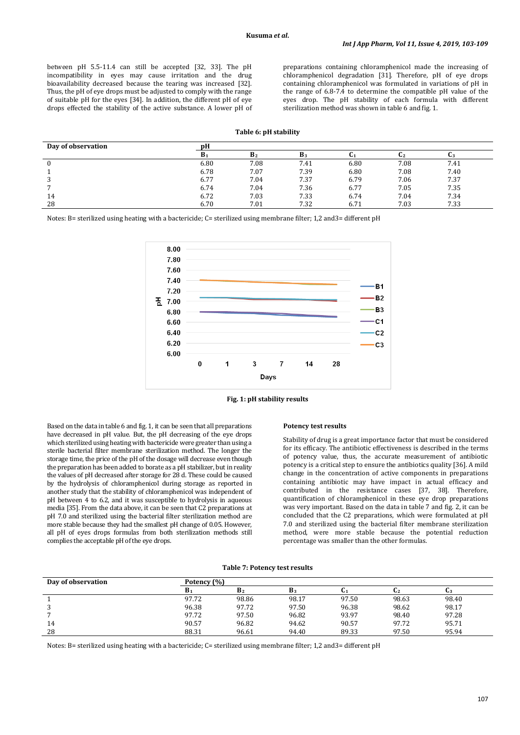between pH 5.5-11.4 can still be accepted [32, 33]. The pH incompatibility in eyes may cause irritation and the drug bioavailability decreased because the tearing was increased [32]. Thus, the pH of eye drops must be adjusted to comply with the range of suitable pH for the eyes [34]. In addition, the different pH of eye drops effected the stability of the active substance. A lower pH of preparations containing chloramphenicol made the increasing of chloramphenicol degradation [31]. Therefore, pH of eye drops containing chloramphenicol was formulated in variations of pH in the range of 6.8-7.4 to determine the compatible pH value of the eyes drop. The pH stability of each formula with different sterilization method was shown in table 6 and fig. 1.

**Table 6: pH stability**

| Day of observation | pH | | | | | |
|---|---|---|---|---|---|---|
| | $B_1$ | $B_2$ | $B_3$ | $C_1$ | $C_2$ | $C_3$ |
| 0 | 6.80 | 7.08 | 7.41 | 6.80 | 7.08 | 7.41 |
| 1 | 6.78 | 7.07 | 7.39 | 6.80 | 7.08 | 7.40 |
| 3 | 6.77 | 7.04 | 7.37 | 6.79 | 7.06 | 7.37 |
| 7 | 6.74 | 7.04 | 7.36 | 6.77 | 7.05 | 7.35 |
| 14 | 6.72 | 7.03 | 7.33 | 6.74 | 7.04 | 7.34 |
| 28 | 6.70 | 7.01 | 7.32 | 6.71 | 7.03 | 7.33 |

Notes: B= sterilized using heating with a bactericide; C= sterilized using membrane filter; 1,2 and3= different pH

**Fig. 1: pH stability results**

Based on the data in table 6 and fig. 1, it can be seen that all preparations have decreased in pH value. But, the pH decreasing of the eye drops which sterilized using heating with bactericide were greater than using a sterile bacterial filter membrane sterilization method. The longer the storage time, the price of the pH of the dosage will decrease even though the preparation has been added to borate as a pH stabilizer, but in reality the values of pH decreased after storage for 28 d. These could be caused by the hydrolysis of chloramphenicol during storage as reported in another study that the stability of chloramphenicol was independent of pH between 4 to 6.2, and it was susceptible to hydrolysis in aqueous media [35]. From the data above, it can be seen that C2 preparations at pH 7.0 and sterilized using the bacterial filter sterilization method are more stable because they had the smallest pH change of 0.05. However, all pH of eyes drops formulas from both sterilization methods still complies the acceptable pH of the eye drops.

### Potency test results

Stability of drug is a great importance factor that must be considered for its efficacy. The antibiotic effectiveness is described in the terms of potency value, thus, the accurate measurement of antibiotic potency is a critical step to ensure the antibiotics quality [36]. A mild change in the concentration of active components in preparations containing antibiotic may have impact in actual efficacy and contributed in the resistance cases [37, 38]. Therefore, quantification of chloramphenicol in these eye drop preparations was very important. Based on the data in table 7 and fig. 2, it can be concluded that the C2 preparations, which were formulated at pH 7.0 and sterilized using the bacterial filter membrane sterilization method, were more stable because the potential reduction percentage was smaller than the other formulas.

**Table 7: Potency test results**

| Day of observation | Potency (%) | | | | | |
|---|---|---|---|---|---|---|
| | $B_1$ | $B_2$ | $B_3$ | $C_1$ | $C_2$ | $C_3$ |
| 1 | 97.72 | 98.86 | 98.17 | 97.50 | 98.63 | 98.40 |
| 3 | 96.38 | 97.72 | 97.50 | 96.38 | 98.62 | 98.17 |
| 7 | 97.72 | 97.50 | 96.82 | 93.97 | 98.40 | 97.28 |
| 14 | 90.57 | 96.82 | 94.62 | 90.57 | 97.72 | 95.71 |
| 28 | 88.31 | 96.61 | 94.40 | 89.33 | 97.50 | 95.94 |

Notes: B= sterilized using heating with a bactericide; C= sterilized using membrane filter; 1,2 and3= different pH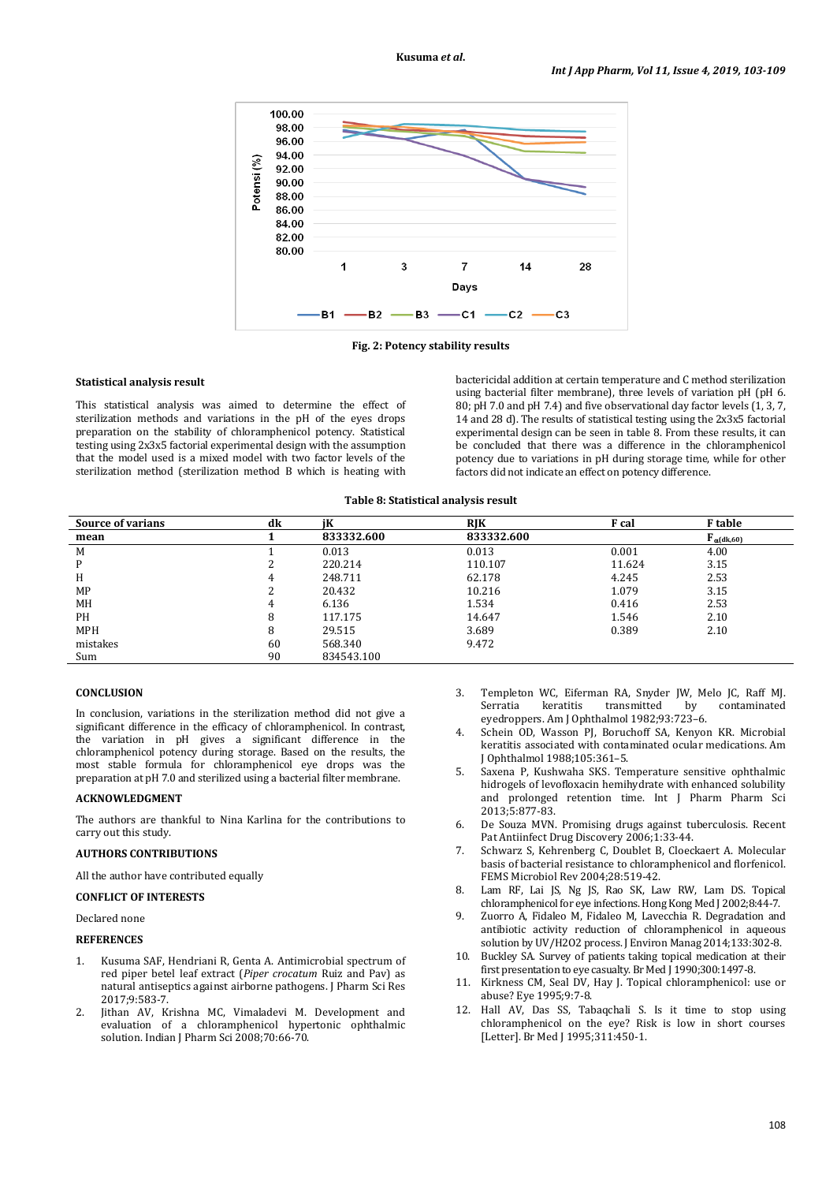Fig. 2: Potency stability results

### Statistical analysis result

This statistical analysis was aimed to determine the effect of sterilization methods and variations in the pH of the eyes drops preparation on the stability of chloramphenicol potency. Statistical testing using 2x3x5 factorial experimental design with the assumption that the model used is a mixed model with two factor levels of the sterilization method (sterilization method B which is heating with bactericidal addition at certain temperature and C method sterilization using bacterial filter membrane), three levels of variation pH (pH 6.80; pH 7.0 and pH 7.4) and five observational day factor levels (1, 3, 7, 14 and 28 d). The results of statistical testing using the 2x3x5 factorial experimental design can be seen in table 8. From these results, it can be concluded that there was a difference in the chloramphenicol potency due to variations in pH during storage time, while for other factors did not indicate an effect on potency difference.

**Table 8: Statistical analysis result**

| Source of varians | dk | jK | RJK | F cal | F table |
|---|---|---|---|---|---|
| **mean** | **1** | **833332.600** | **833332.600** | | $F_{\alpha(dk,60)}$ |
| M | 1 | 0.013 | 0.013 | 0.001 | 4.00 |
| P | 2 | 220.214 | 110.107 | 11.624 | 3.15 |
| H | 4 | 248.711 | 62.178 | 4.245 | 2.53 |
| MP | 2 | 20.432 | 10.216 | 1.079 | 3.15 |
| MH | 4 | 6.136 | 1.534 | 0.416 | 2.53 |
| PH | 8 | 117.175 | 14.647 | 1.546 | 2.10 |
| MPH | 8 | 29.515 | 3.689 | 0.389 | 2.10 |
| mistakes | 60 | 568.340 | 9.472 | | |
| Sum | 90 | 834543.100 | | | |

## CONCLUSION

In conclusion, variations in the sterilization method did not give a significant difference in the efficacy of chloramphenicol. In contrast, the variation in pH gives a significant difference in the chloramphenicol potency during storage. Based on the results, the most stable formula for chloramphenicol eye drops was the preparation at pH 7.0 and sterilized using a bacterial filter membrane.

## ACKNOWLEDGMENT

The authors are thankful to Nina Karlina for the contributions to carry out this study.

## AUTHORS CONTRIBUTIONS

All the author have contributed equally

## CONFLICT OF INTERESTS

Declared none

## REFERENCES

1. Kusuma SAF, Hendriani R, Genta A. Antimicrobial spectrum of red piper betel leaf extract (*Piper crocatum* Ruiz and Pav) as natural antiseptics against airborne pathogens. J Pharm Sci Res 2017;9:583-7.
2. Jithan AV, Krishna MC, Vimaladevi M. Development and evaluation of a chloramphenicol hypertonic ophthalmic solution. Indian J Pharm Sci 2008;70:66-70.
3. Templeton WC, Eiferman RA, Snyder JW, Melo JC, Raff MJ. Serratia keratitis transmitted by contaminated eyedroppers. Am J Ophthalmol 1982;93:723–6.
4. Schein OD, Wasson PJ, Boruchoff SA, Kenyon KR. Microbial keratitis associated with contaminated ocular medications. Am J Ophthalmol 1988;105:361–5.
5. Saxena P, Kushwaha SKS. Temperature sensitive ophthalmic hidrogels of levofloxacin hemihydrate with enhanced solubility and prolonged retention time. Int J Pharm Pharm Sci 2013;5:877-83.
6. De Souza MVN. Promising drugs against tuberculosis. Recent Pat Antiinfect Drug Discovery 2006;1:33-44.
7. Schwarz S, Kehrenberg C, Doublet B, Cloeckaert A. Molecular basis of bacterial resistance to chloramphenicol and florfenicol. FEMS Microbiol Rev 2004;28:519-42.
8. Lam RF, Lai JS, Ng JS, Rao SK, Law RW, Lam DS. Topical chloramphenicol for eye infections. Hong Kong Med J 2002;8:44-7.
9. Zuorro A, Fidaleo M, Fidaleo M, Lavecchia R. Degradation and antibiotic activity reduction of chloramphenicol in aqueous solution by UV/H2O2 process. J Environ Manag 2014;133:302-8.
10. Buckley SA. Survey of patients taking topical medication at their first presentation to eye casualty. Br Med J 1990;300:1497-8.
11. Kirkness CM, Seal DV, Hay J. Topical chloramphenicol: use or abuse? Eye 1995;9:7-8.
12. Hall AV, Das SS, Tabaqchali S. Is it time to stop using chloramphenicol on the eye? Risk is low in short courses [Letter]. Br Med J 1995;311:450-1.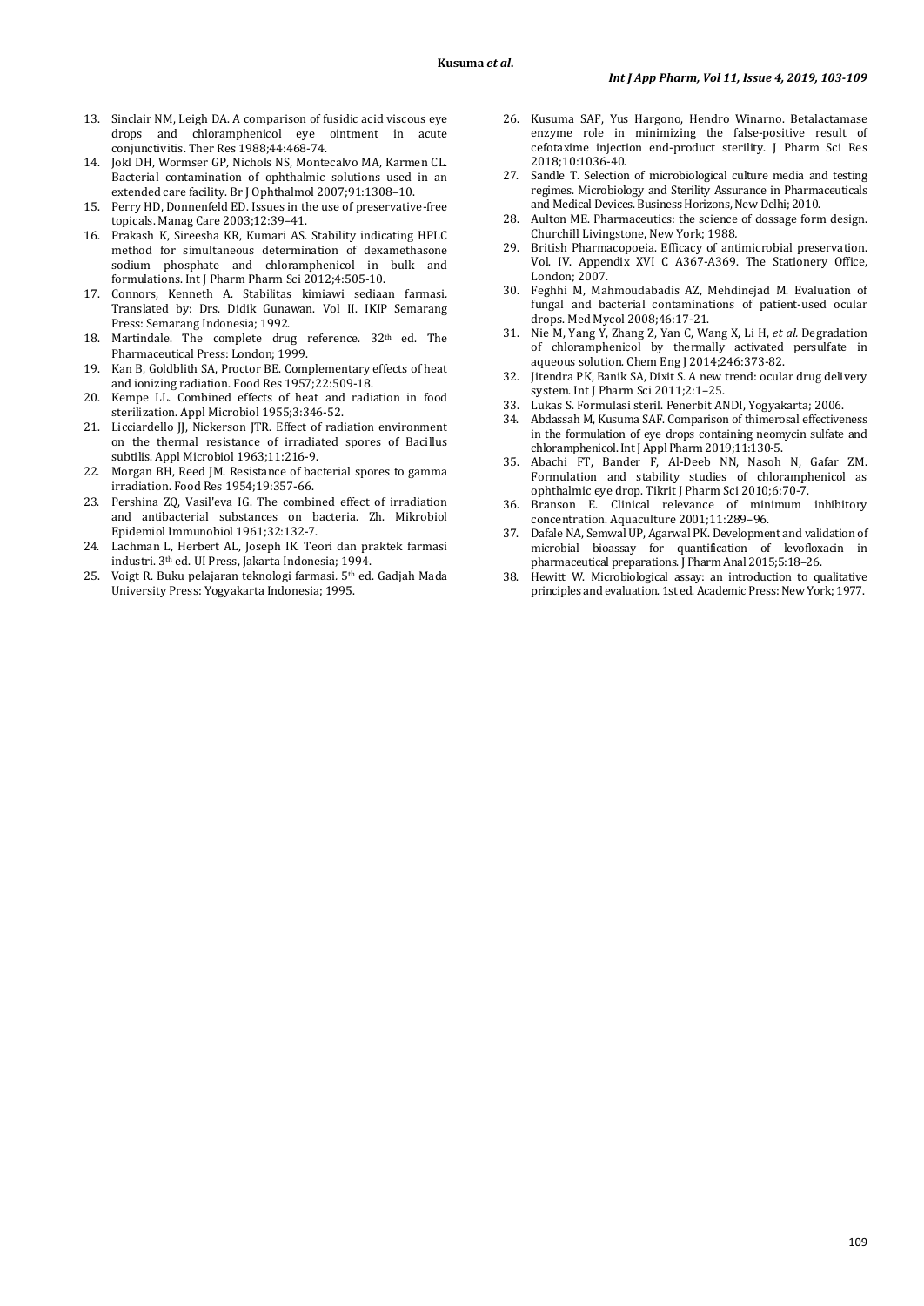13. Sinclair NM, Leigh DA. A comparison of fusidic acid viscous eye drops and chloramphenicol eye ointment in acute conjunctivitis. Ther Res 1988;44:468-74.
14. Jokl DH, Wormser GP, Nichols NS, Montecalvo MA, Karmen CL. Bacterial contamination of ophthalmic solutions used in an extended care facility. Br J Ophthalmol 2007;91:1308–10.
15. Perry HD, Donnenfeld ED. Issues in the use of preservative-free topicals. Manag Care 2003;12:39–41.
16. Prakash K, Sireesha KR, Kumari AS. Stability indicating HPLC method for simultaneous determination of dexamethasone sodium phosphate and chloramphenicol in bulk and formulations. Int J Pharm Pharm Sci 2012;4:505-10.
17. Connors, Kenneth A. Stabilitas kimiawi sediaan farmasi. Translated by: Drs. Didik Gunawan. Vol II. IKIP Semarang Press: Semarang Indonesia; 1992.
18. Martindale. The complete drug reference. 32th ed. The Pharmaceutical Press: London; 1999.
19. Kan B, Goldblith SA, Proctor BE. Complementary effects of heat and ionizing radiation. Food Res 1957;22:509-18.
20. Kempe LL. Combined effects of heat and radiation in food sterilization. Appl Microbiol 1955;3:346-52.
21. Licciardello JJ, Nickerson JTR. Effect of radiation environment on the thermal resistance of irradiated spores of Bacillus subtilis. Appl Microbiol 1963;11:216-9.
22. Morgan BH, Reed JM. Resistance of bacterial spores to gamma irradiation. Food Res 1954;19:357-66.
23. Pershina ZQ, Vasil'eva IG. The combined effect of irradiation and antibacterial substances on bacteria. Zh. Mikrobiol Epidemiol Immunobiol 1961;32:132-7.
24. Lachman L, Herbert AL, Joseph IK. Teori dan praktek farmasi industri. 3th ed. UI Press, Jakarta Indonesia; 1994.
25. Voigt R. Buku pelajaran teknologi farmasi. 5th ed. Gadjah Mada University Press: Yogyakarta Indonesia; 1995.
26. Kusuma SAF, Yus Hargono, Hendro Winarno. Betalactamase enzyme role in minimizing the false-positive result of cefotaxime injection end-product sterility. J Pharm Sci Res 2018;10:1036-40.
27. Sandle T. Selection of microbiological culture media and testing regimes. Microbiology and Sterility Assurance in Pharmaceuticals and Medical Devices. Business Horizons, New Delhi; 2010.
28. Aulton ME. Pharmaceutics: the science of dossage form design. Churchill Livingstone, New York; 1988.
29. British Pharmacopoeia. Efficacy of antimicrobial preservation. Vol. IV. Appendix XVI C A367-A369. The Stationery Office, London; 2007.
30. Feghhi M, Mahmoudabadis AZ, Mehdinejad M. Evaluation of fungal and bacterial contaminations of patient-used ocular drops. Med Mycol 2008;46:17-21.
31. Nie M, Yang Y, Zhang Z, Yan C, Wang X, Li H, *et al.* Degradation of chloramphenicol by thermally activated persulfate in aqueous solution. Chem Eng J 2014;246:373-82.
32. Jitendra PK, Banik SA, Dixit S. A new trend: ocular drug delivery system. Int J Pharm Sci 2011;2:1–25.
33. Lukas S. Formulasi steril. Penerbit ANDI, Yogyakarta; 2006.
34. Abdassah M, Kusuma SAF. Comparison of thimerosal effectiveness in the formulation of eye drops containing neomycin sulfate and chloramphenicol. Int J Appl Pharm 2019;11:130-5.
35. Abachi FT, Bander F, Al-Deeb NN, Nasoh N, Gafar ZM. Formulation and stability studies of chloramphenicol as ophthalmic eye drop. Tikrit J Pharm Sci 2010;6:70-7.
36. Branson E. Clinical relevance of minimum inhibitory concentration. Aquaculture 2001;11:289–96.
37. Dafale NA, Semwal UP, Agarwal PK. Development and validation of microbial bioassay for quantification of levofloxacin in pharmaceutical preparations. J Pharm Anal 2015;5:18–26.
38. Hewitt W. Microbiological assay: an introduction to qualitative principles and evaluation. 1st ed. Academic Press: New York; 1977.